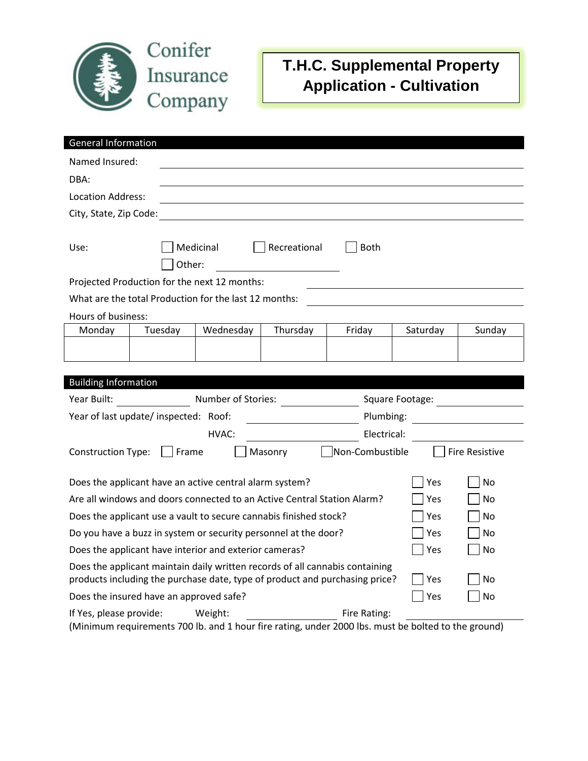Conifer Insurance Company

# T.H.C. Supplemental Property Application - Cultivation

## General Information

Named Insured: ______________________________

DBA: ______________________________

Location Address: ______________________________

City, State, Zip Code: ______________________________

Use: ☐ Medicinal ☐ Recreational ☐ Both

☐ Other: ______________

Projected Production for the next 12 months: ______________

What are the total Production for the last 12 months: ______________

Hours of business:

| Monday | Tuesday | Wednesday | Thursday | Friday | Saturday | Sunday |
|---|---|---|---|---|---|---|
| | | | | | | |

## Building Information

Year Built: __________ Number of Stories: __________ Square Footage: __________

Year of last update/ inspected: Roof: __________ Plumbing: __________

HVAC: __________ Electrical: __________

Construction Type: ☐ Frame ☐ Masonry ☐ Non-Combustible ☐ Fire Resistive

| | | |
|---|---|---|
| Does the applicant have an active central alarm system? | ☐ Yes | ☐ No |
| Are all windows and doors connected to an Active Central Station Alarm? | ☐ Yes | ☐ No |
| Does the applicant use a vault to secure cannabis finished stock? | ☐ Yes | ☐ No |
| Do you have a buzz in system or security personnel at the door? | ☐ Yes | ☐ No |
| Does the applicant have interior and exterior cameras? | ☐ Yes | ☐ No |
| Does the applicant maintain daily written records of all cannabis containing products including the purchase date, type of product and purchasing price? | ☐ Yes | ☐ No |
| Does the insured have an approved safe? | ☐ Yes | ☐ No |

If Yes, please provide: Weight: __________ Fire Rating: __________

(Minimum requirements 700 lb. and 1 hour fire rating, under 2000 lbs. must be bolted to the ground)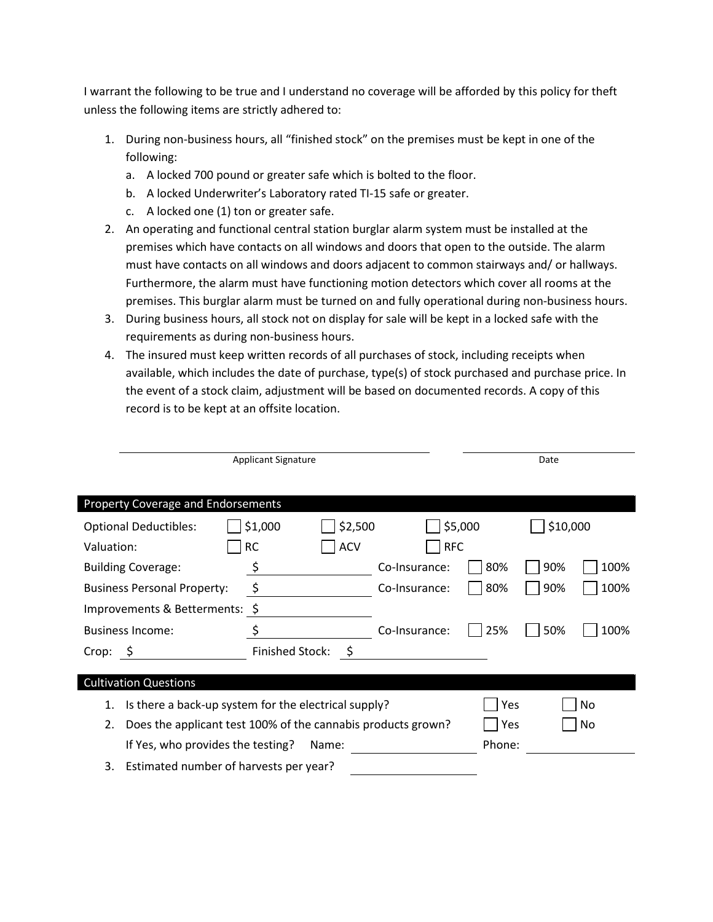I warrant the following to be true and I understand no coverage will be afforded by this policy for theft unless the following items are strictly adhered to:

1. During non-business hours, all "finished stock" on the premises must be kept in one of the following:
   a. A locked 700 pound or greater safe which is bolted to the floor.
   b. A locked Underwriter's Laboratory rated TI-15 safe or greater.
   c. A locked one (1) ton or greater safe.
2. An operating and functional central station burglar alarm system must be installed at the premises which have contacts on all windows and doors that open to the outside. The alarm must have contacts on all windows and doors adjacent to common stairways and/ or hallways. Furthermore, the alarm must have functioning motion detectors which cover all rooms at the premises. This burglar alarm must be turned on and fully operational during non-business hours.
3. During business hours, all stock not on display for sale will be kept in a locked safe with the requirements as during non-business hours.
4. The insured must keep written records of all purchases of stock, including receipts when available, which includes the date of purchase, type(s) of stock purchased and purchase price. In the event of a stock claim, adjustment will be based on documented records. A copy of this record is to be kept at an offsite location.

______________________________ Applicant Signature &nbsp;&nbsp;&nbsp;&nbsp; ______________ Date

## Property Coverage and Endorsements

Optional Deductibles: ☐ $1,000 ☐ $2,500 ☐ $5,000 ☐ $10,000

Valuation: ☐ RC ☐ ACV ☐ RFC

Building Coverage: $ __________ Co-Insurance: ☐ 80% ☐ 90% ☐ 100%

Business Personal Property: $ __________ Co-Insurance: ☐ 80% ☐ 90% ☐ 100%

Improvements & Betterments: $ __________

Business Income: $ __________ Co-Insurance: ☐ 25% ☐ 50% ☐ 100%

Crop: $ __________ Finished Stock: $ __________

## Cultivation Questions

1. Is there a back-up system for the electrical supply? ☐ Yes ☐ No
2. Does the applicant test 100% of the cannabis products grown? ☐ Yes ☐ No
   If Yes, who provides the testing? Name: __________ Phone: __________
3. Estimated number of harvests per year? __________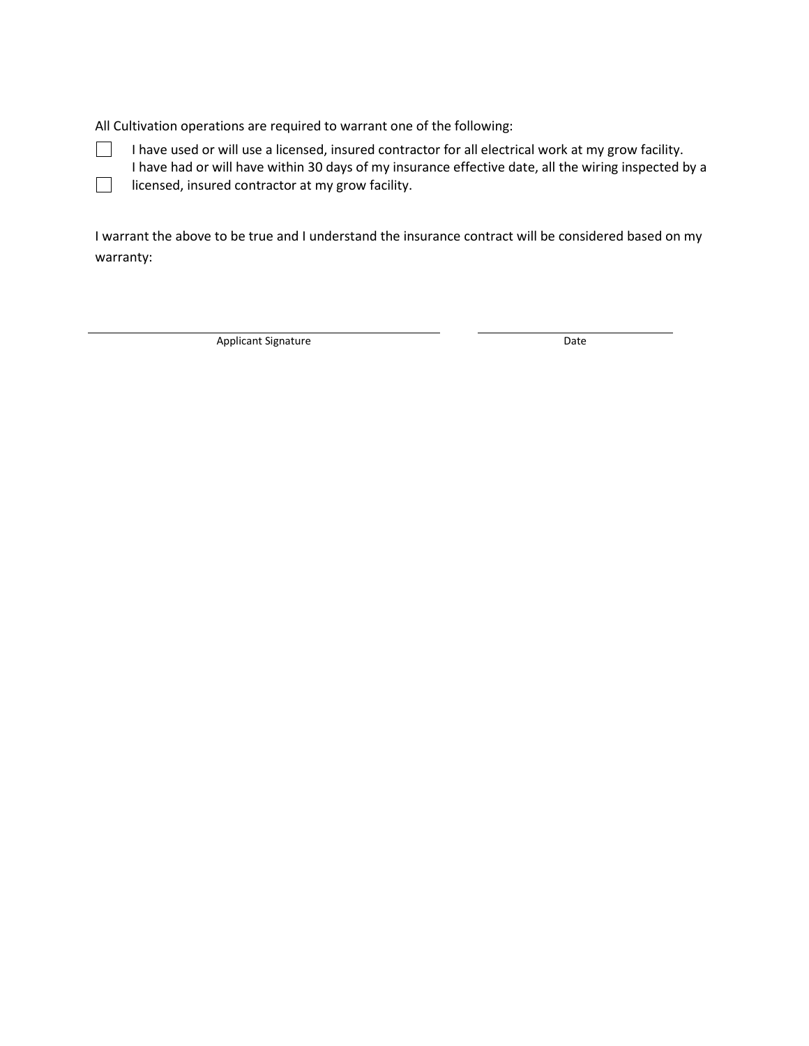All Cultivation operations are required to warrant one of the following:

- [ ] I have used or will use a licensed, insured contractor for all electrical work at my grow facility.
- [ ] I have had or will have within 30 days of my insurance effective date, all the wiring inspected by a licensed, insured contractor at my grow facility.

I warrant the above to be true and I understand the insurance contract will be considered based on my warranty:

______________________________________ Applicant Signature

____________________ Date